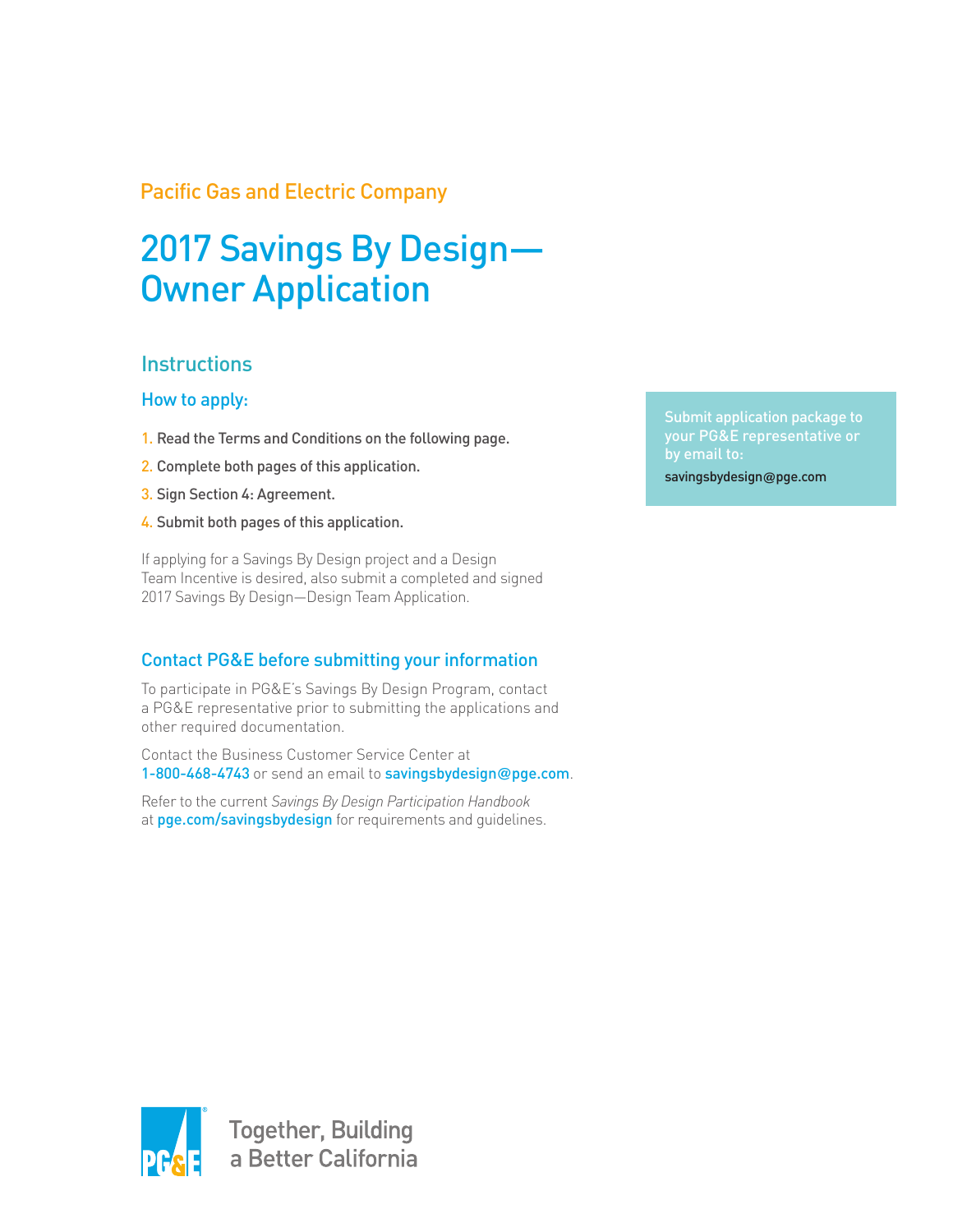Pacific Gas and Electric Company

# 2017 Savings By Design—Owner Application

## Instructions

### How to apply:

1. Read the Terms and Conditions on the following page.
2. Complete both pages of this application.
3. Sign Section 4: Agreement.
4. Submit both pages of this application.

If applying for a Savings By Design project and a Design Team Incentive is desired, also submit a completed and signed 2017 Savings By Design—Design Team Application.

Submit application package to your PG&E representative or by email to:
savingsbydesign@pge.com

### Contact PG&E before submitting your information

To participate in PG&E's Savings By Design Program, contact a PG&E representative prior to submitting the applications and other required documentation.

Contact the Business Customer Service Center at 1-800-468-4743 or send an email to savingsbydesign@pge.com.

Refer to the current *Savings By Design Participation Handbook* at pge.com/savingsbydesign for requirements and guidelines.

PG&E Together, Building a Better California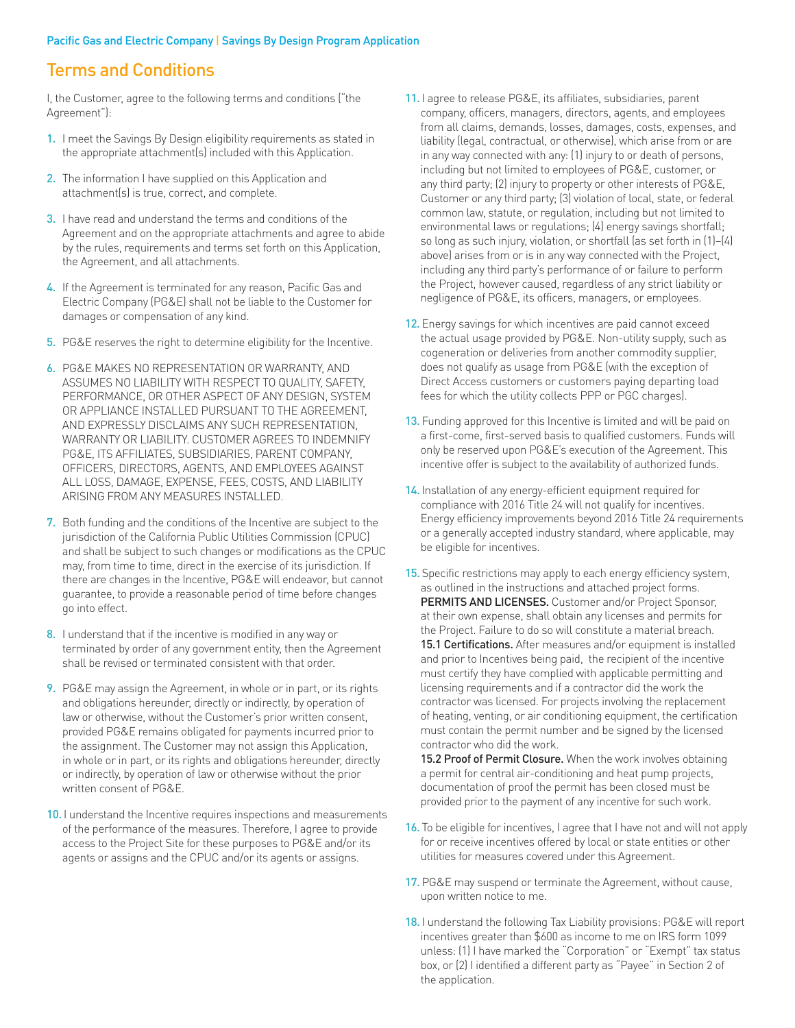## Terms and Conditions

I, the Customer, agree to the following terms and conditions ("the Agreement"):

1. I meet the Savings By Design eligibility requirements as stated in the appropriate attachment(s) included with this Application.
2. The information I have supplied on this Application and attachment(s) is true, correct, and complete.
3. I have read and understand the terms and conditions of the Agreement and on the appropriate attachments and agree to abide by the rules, requirements and terms set forth on this Application, the Agreement, and all attachments.
4. If the Agreement is terminated for any reason, Pacific Gas and Electric Company (PG&E) shall not be liable to the Customer for damages or compensation of any kind.
5. PG&E reserves the right to determine eligibility for the Incentive.
6. PG&E MAKES NO REPRESENTATION OR WARRANTY, AND ASSUMES NO LIABILITY WITH RESPECT TO QUALITY, SAFETY, PERFORMANCE, OR OTHER ASPECT OF ANY DESIGN, SYSTEM OR APPLIANCE INSTALLED PURSUANT TO THE AGREEMENT, AND EXPRESSLY DISCLAIMS ANY SUCH REPRESENTATION, WARRANTY OR LIABILITY. CUSTOMER AGREES TO INDEMNIFY PG&E, ITS AFFILIATES, SUBSIDIARIES, PARENT COMPANY, OFFICERS, DIRECTORS, AGENTS, AND EMPLOYEES AGAINST ALL LOSS, DAMAGE, EXPENSE, FEES, COSTS, AND LIABILITY ARISING FROM ANY MEASURES INSTALLED.
7. Both funding and the conditions of the Incentive are subject to the jurisdiction of the California Public Utilities Commission (CPUC) and shall be subject to such changes or modifications as the CPUC may, from time to time, direct in the exercise of its jurisdiction. If there are changes in the Incentive, PG&E will endeavor, but cannot guarantee, to provide a reasonable period of time before changes go into effect.
8. I understand that if the incentive is modified in any way or terminated by order of any government entity, then the Agreement shall be revised or terminated consistent with that order.
9. PG&E may assign the Agreement, in whole or in part, or its rights and obligations hereunder, directly or indirectly, by operation of law or otherwise, without the Customer's prior written consent, provided PG&E remains obligated for payments incurred prior to the assignment. The Customer may not assign this Application, in whole or in part, or its rights and obligations hereunder, directly or indirectly, by operation of law or otherwise without the prior written consent of PG&E.
10. I understand the Incentive requires inspections and measurements of the performance of the measures. Therefore, I agree to provide access to the Project Site for these purposes to PG&E and/or its agents or assigns and the CPUC and/or its agents or assigns.
11. I agree to release PG&E, its affiliates, subsidiaries, parent company, officers, managers, directors, agents, and employees from all claims, demands, losses, damages, costs, expenses, and liability (legal, contractual, or otherwise), which arise from or are in any way connected with any: (1) injury to or death of persons, including but not limited to employees of PG&E, customer, or any third party; (2) injury to property or other interests of PG&E, Customer or any third party; (3) violation of local, state, or federal common law, statute, or regulation, including but not limited to environmental laws or regulations; (4) energy savings shortfall; so long as such injury, violation, or shortfall (as set forth in (1)–(4) above) arises from or is in any way connected with the Project, including any third party's performance of or failure to perform the Project, however caused, regardless of any strict liability or negligence of PG&E, its officers, managers, or employees.
12. Energy savings for which incentives are paid cannot exceed the actual usage provided by PG&E. Non-utility supply, such as cogeneration or deliveries from another commodity supplier, does not qualify as usage from PG&E (with the exception of Direct Access customers or customers paying departing load fees for which the utility collects PPP or PGC charges).
13. Funding approved for this Incentive is limited and will be paid on a first-come, first-served basis to qualified customers. Funds will only be reserved upon PG&E's execution of the Agreement. This incentive offer is subject to the availability of authorized funds.
14. Installation of any energy-efficient equipment required for compliance with 2016 Title 24 will not qualify for incentives. Energy efficiency improvements beyond 2016 Title 24 requirements or a generally accepted industry standard, where applicable, may be eligible for incentives.
15. Specific restrictions may apply to each energy efficiency system, as outlined in the instructions and attached project forms. **PERMITS AND LICENSES.** Customer and/or Project Sponsor, at their own expense, shall obtain any licenses and permits for the Project. Failure to do so will constitute a material breach.
    **15.1 Certifications.** After measures and/or equipment is installed and prior to Incentives being paid, the recipient of the incentive must certify they have complied with applicable permitting and licensing requirements and if a contractor did the work the contractor was licensed. For projects involving the replacement of heating, venting, or air conditioning equipment, the certification must contain the permit number and be signed by the licensed contractor who did the work.
    **15.2 Proof of Permit Closure.** When the work involves obtaining a permit for central air-conditioning and heat pump projects, documentation of proof the permit has been closed must be provided prior to the payment of any incentive for such work.
16. To be eligible for incentives, I agree that I have not and will not apply for or receive incentives offered by local or state entities or other utilities for measures covered under this Agreement.
17. PG&E may suspend or terminate the Agreement, without cause, upon written notice to me.
18. I understand the following Tax Liability provisions: PG&E will report incentives greater than $600 as income to me on IRS form 1099 unless: (1) I have marked the "Corporation" or "Exempt" tax status box, or (2) I identified a different party as "Payee" in Section 2 of the application.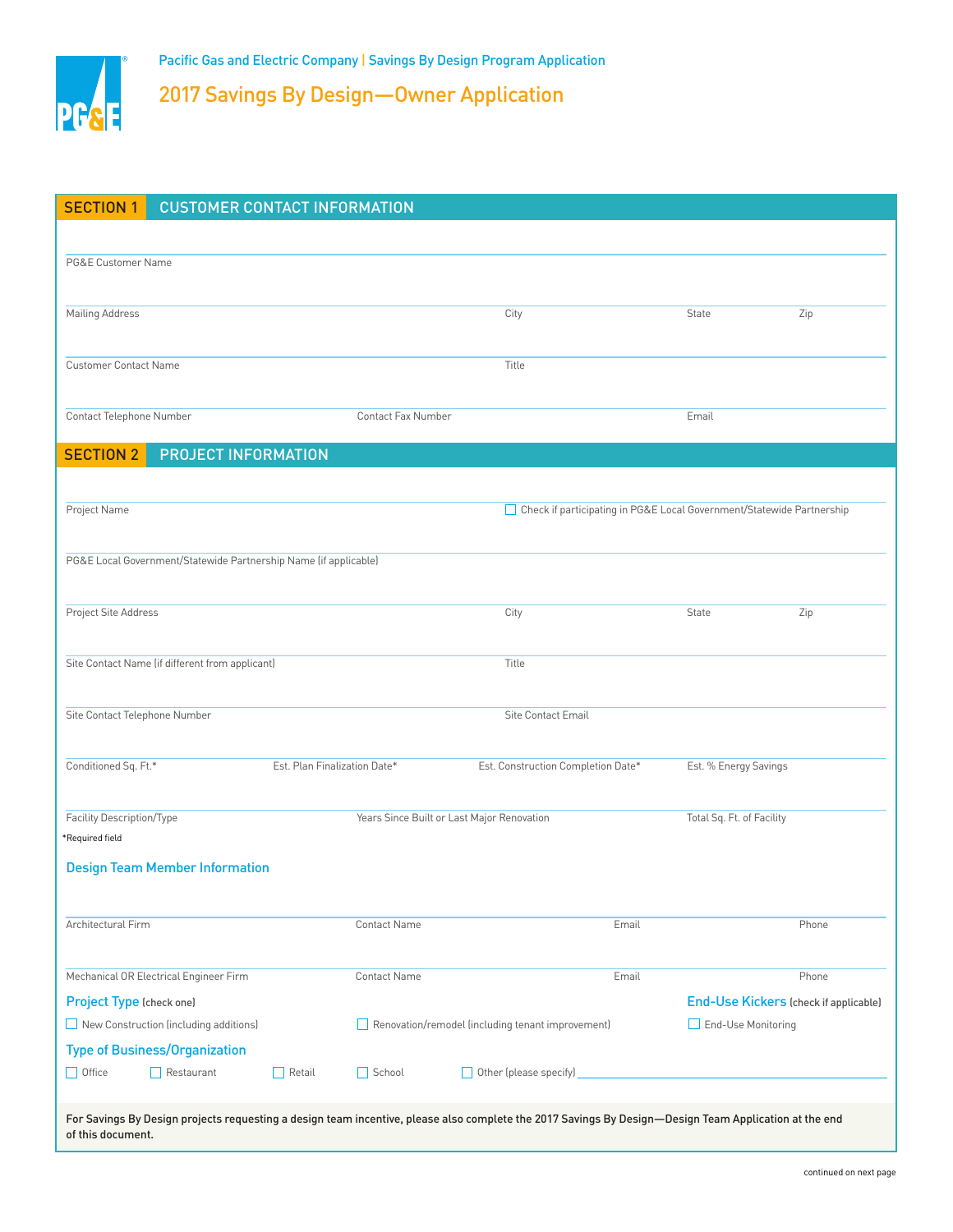Pacific Gas and Electric Company | Savings By Design Program Application

# 2017 Savings By Design—Owner Application

## SECTION 1 CUSTOMER CONTACT INFORMATION

PG&E Customer Name

| Mailing Address | City | State | Zip |
|---|---|---|---|

| Customer Contact Name | Title |
|---|---|

| Contact Telephone Number | Contact Fax Number | Email |
|---|---|---|

## SECTION 2 PROJECT INFORMATION

Project Name

☐ Check if participating in PG&E Local Government/Statewide Partnership

PG&E Local Government/Statewide Partnership Name (if applicable)

| Project Site Address | City | State | Zip |
|---|---|---|---|

| Site Contact Name (if different from applicant) | Title |
|---|---|

| Site Contact Telephone Number | Site Contact Email |
|---|---|

| Conditioned Sq. Ft.* | Est. Plan Finalization Date* | Est. Construction Completion Date* | Est. % Energy Savings |
|---|---|---|---|

| Facility Description/Type | Years Since Built or Last Major Renovation | Total Sq. Ft. of Facility |
|---|---|---|

*Required field

### Design Team Member Information

| Architectural Firm | Contact Name | Email | Phone |
|---|---|---|---|

| Mechanical OR Electrical Engineer Firm | Contact Name | Email | Phone |
|---|---|---|---|

### Project Type (check one)

☐ New Construction (including additions)

☐ Renovation/remodel (including tenant improvement)

### End-Use Kickers (check if applicable)

☐ End-Use Monitoring

### Type of Business/Organization

☐ Office ☐ Restaurant ☐ Retail ☐ School ☐ Other (please specify) ____________

**For Savings By Design projects requesting a design team incentive, please also complete the 2017 Savings By Design—Design Team Application at the end of this document.**

continued on next page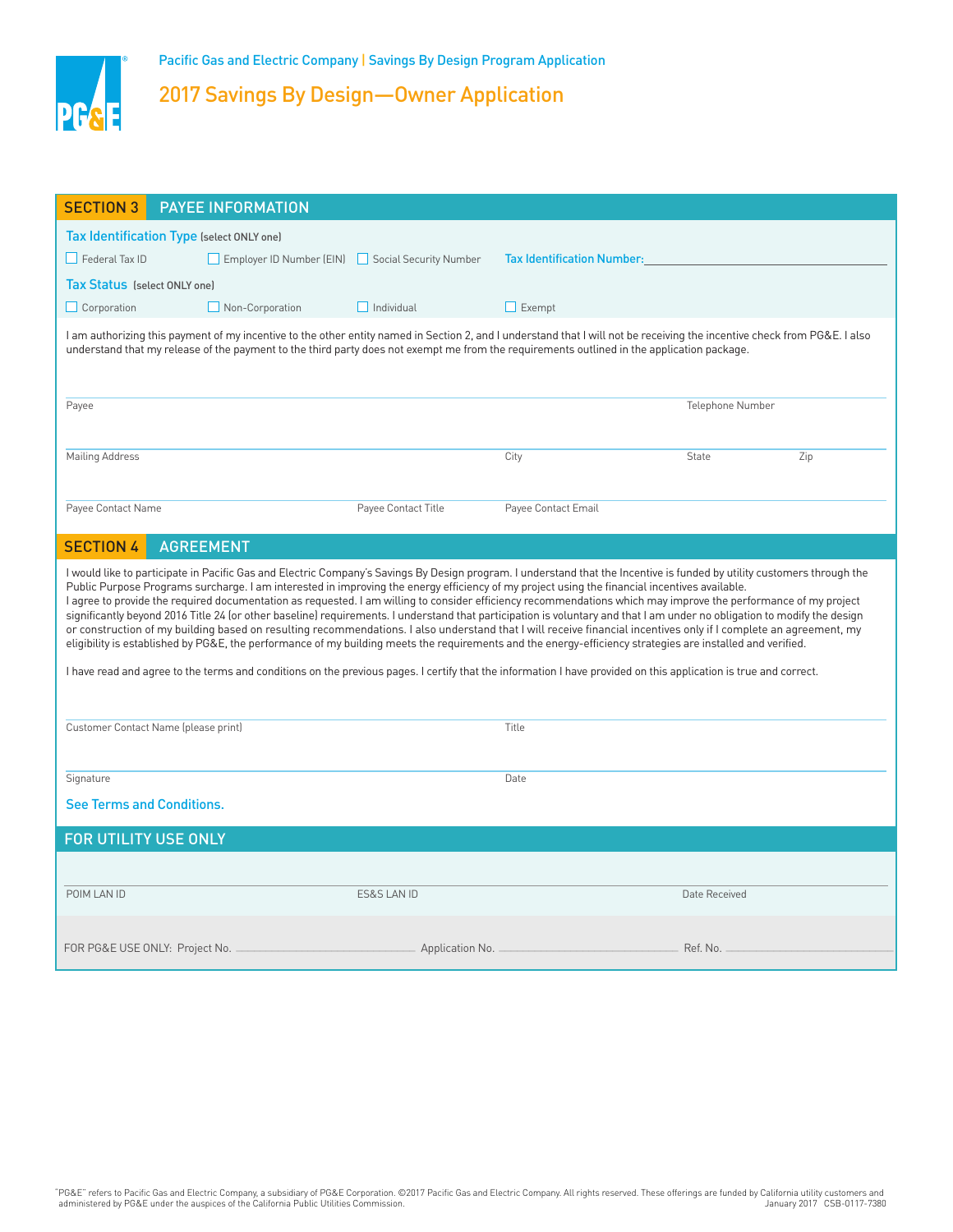Pacific Gas and Electric Company | Savings By Design Program Application

# 2017 Savings By Design—Owner Application

## SECTION 3 PAYEE INFORMATION

**Tax Identification Type** (select ONLY one)

☐ Federal Tax ID ☐ Employer ID Number (EIN) ☐ Social Security Number **Tax Identification Number:** ______________________

**Tax Status** (select ONLY one)

☐ Corporation ☐ Non-Corporation ☐ Individual ☐ Exempt

I am authorizing this payment of my incentive to the other entity named in Section 2, and I understand that I will not be receiving the incentive check from PG&E. I also understand that my release of the payment to the third party does not exempt me from the requirements outlined in the application package.

Payee ______________________ Telephone Number ______________________

Mailing Address ______________________ City ______________________ State ______ Zip ______

Payee Contact Name ______________________ Payee Contact Title ______________________ Payee Contact Email ______________________

## SECTION 4 AGREEMENT

I would like to participate in Pacific Gas and Electric Company's Savings By Design program. I understand that the Incentive is funded by utility customers through the Public Purpose Programs surcharge. I am interested in improving the energy efficiency of my project using the financial incentives available.
I agree to provide the required documentation as requested. I am willing to consider efficiency recommendations which may improve the performance of my project significantly beyond 2016 Title 24 (or other baseline) requirements. I understand that participation is voluntary and that I am under no obligation to modify the design or construction of my building based on resulting recommendations. I also understand that I will receive financial incentives only if I complete an agreement, my eligibility is established by PG&E, the performance of my building meets the requirements and the energy-efficiency strategies are installed and verified.

I have read and agree to the terms and conditions on the previous pages. I certify that the information I have provided on this application is true and correct.

Customer Contact Name (please print) ______________________ Title ______________________

Signature ______________________ Date ______________________

**See Terms and Conditions.**

## FOR UTILITY USE ONLY

POIM LAN ID ______________________ ES&S LAN ID ______________________ Date Received ______________________

FOR PG&E USE ONLY: Project No. ______________________ Application No. ______________________ Ref. No. ______________________

"PG&E" refers to Pacific Gas and Electric Company, a subsidiary of PG&E Corporation. ©2017 Pacific Gas and Electric Company. All rights reserved. These offerings are funded by California utility customers and administered by PG&E under the auspices of the California Public Utilities Commission.

January 2017 CSB-0117-7380